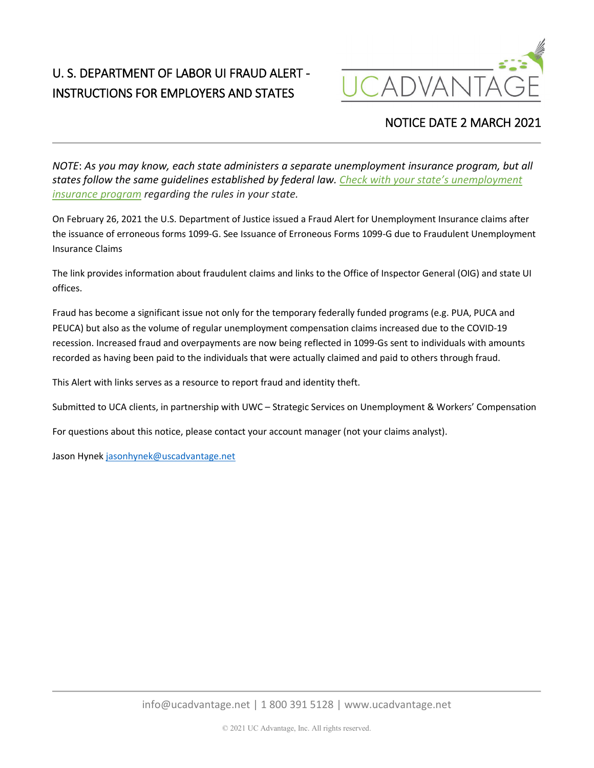# U. S. DEPARTMENT OF LABOR UI FRAUD ALERT - INSTRUCTIONS FOR EMPLOYERS AND STATES

UCADVANTAGE

NOTICE DATE 2 MARCH 2021

*NOTE: As you may know, each state administers a separate unemployment insurance program, but all states follow the same guidelines established by federal law. [Check with your state's unemployment insurance program]() regarding the rules in your state.*

On February 26, 2021 the U.S. Department of Justice issued a Fraud Alert for Unemployment Insurance claims after the issuance of erroneous forms 1099-G. See Issuance of Erroneous Forms 1099-G due to Fraudulent Unemployment Insurance Claims

The link provides information about fraudulent claims and links to the Office of Inspector General (OIG) and state UI offices.

Fraud has become a significant issue not only for the temporary federally funded programs (e.g. PUA, PUCA and PEUCA) but also as the volume of regular unemployment compensation claims increased due to the COVID-19 recession. Increased fraud and overpayments are now being reflected in 1099-Gs sent to individuals with amounts recorded as having been paid to the individuals that were actually claimed and paid to others through fraud.

This Alert with links serves as a resource to report fraud and identity theft.

Submitted to UCA clients, in partnership with UWC – Strategic Services on Unemployment & Workers' Compensation

For questions about this notice, please contact your account manager (not your claims analyst).

Jason Hynek jasonhynek@uscadvantage.net

info@ucadvantage.net | 1 800 391 5128 | www.ucadvantage.net

© 2021 UC Advantage, Inc. All rights reserved.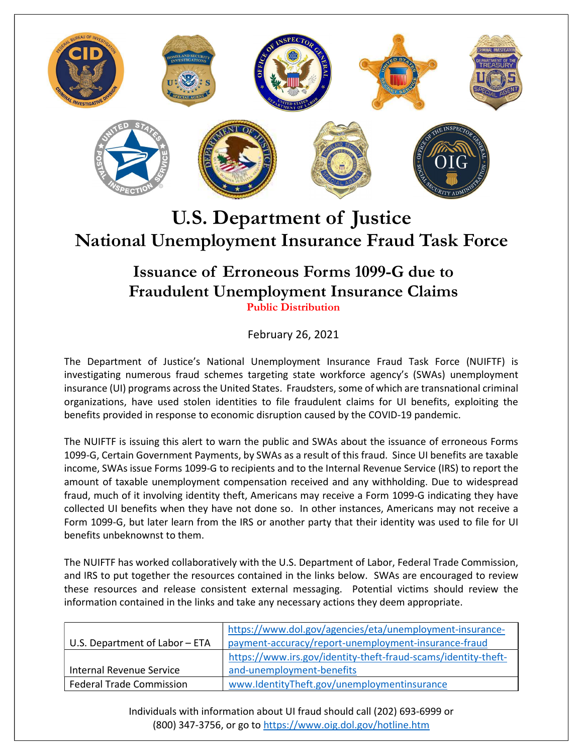# U.S. Department of Justice
# National Unemployment Insurance Fraud Task Force

## Issuance of Erroneous Forms 1099-G due to Fraudulent Unemployment Insurance Claims

**Public Distribution**

February 26, 2021

The Department of Justice's National Unemployment Insurance Fraud Task Force (NUIFTF) is investigating numerous fraud schemes targeting state workforce agency's (SWAs) unemployment insurance (UI) programs across the United States. Fraudsters, some of which are transnational criminal organizations, have used stolen identities to file fraudulent claims for UI benefits, exploiting the benefits provided in response to economic disruption caused by the COVID-19 pandemic.

The NUIFTF is issuing this alert to warn the public and SWAs about the issuance of erroneous Forms 1099-G, Certain Government Payments, by SWAs as a result of this fraud. Since UI benefits are taxable income, SWAs issue Forms 1099-G to recipients and to the Internal Revenue Service (IRS) to report the amount of taxable unemployment compensation received and any withholding. Due to widespread fraud, much of it involving identity theft, Americans may receive a Form 1099-G indicating they have collected UI benefits when they have not done so. In other instances, Americans may not receive a Form 1099-G, but later learn from the IRS or another party that their identity was used to file for UI benefits unbeknownst to them.

The NUIFTF has worked collaboratively with the U.S. Department of Labor, Federal Trade Commission, and IRS to put together the resources contained in the links below. SWAs are encouraged to review these resources and release consistent external messaging. Potential victims should review the information contained in the links and take any necessary actions they deem appropriate.

| | |
|---|---|
| U.S. Department of Labor – ETA | https://www.dol.gov/agencies/eta/unemployment-insurance-payment-accuracy/report-unemployment-insurance-fraud |
| Internal Revenue Service | https://www.irs.gov/identity-theft-fraud-scams/identity-theft-and-unemployment-benefits |
| Federal Trade Commission | www.IdentityTheft.gov/unemploymentinsurance |

Individuals with information about UI fraud should call (202) 693-6999 or (800) 347-3756, or go to https://www.oig.dol.gov/hotline.htm